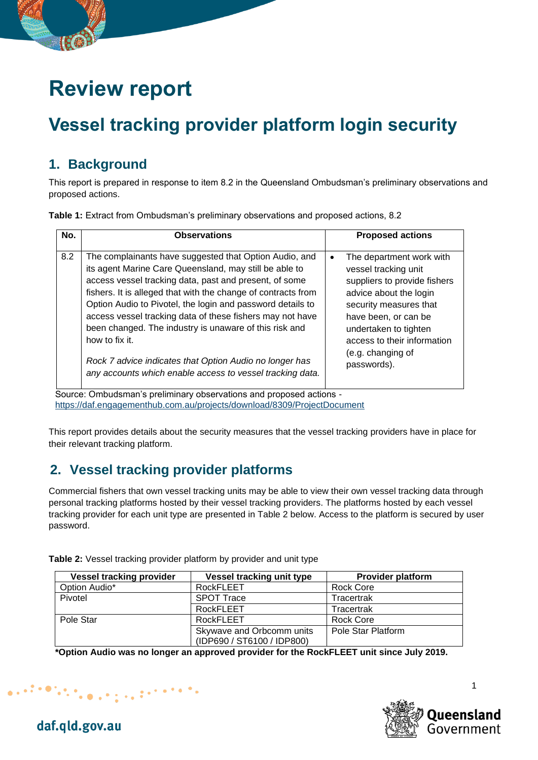# Review report

# Vessel tracking provider platform login security

## 1. Background

This report is prepared in response to item 8.2 in the Queensland Ombudsman's preliminary observations and proposed actions.

**Table 1:** Extract from Ombudsman's preliminary observations and proposed actions, 8.2

| No. | Observations | Proposed actions |
|---|---|---|
| 8.2 | The complainants have suggested that Option Audio, and its agent Marine Care Queensland, may still be able to access vessel tracking data, past and present, of some fishers. It is alleged that with the change of contracts from Option Audio to Pivotel, the login and password details to access vessel tracking data of these fishers may not have been changed. The industry is unaware of this risk and how to fix it.<br><br>*Rock 7 advice indicates that Option Audio no longer has any accounts which enable access to vessel tracking data.* | • The department work with vessel tracking unit suppliers to provide fishers advice about the login security measures that have been, or can be undertaken to tighten access to their information (e.g. changing of passwords). |

Source: Ombudsman's preliminary observations and proposed actions - https://daf.engagementhub.com.au/projects/download/8309/ProjectDocument

This report provides details about the security measures that the vessel tracking providers have in place for their relevant tracking platform.

## 2. Vessel tracking provider platforms

Commercial fishers that own vessel tracking units may be able to view their own vessel tracking data through personal tracking platforms hosted by their vessel tracking providers. The platforms hosted by each vessel tracking provider for each unit type are presented in Table 2 below. Access to the platform is secured by user password.

**Table 2:** Vessel tracking provider platform by provider and unit type

| Vessel tracking provider | Vessel tracking unit type | Provider platform |
|---|---|---|
| Option Audio* | RockFLEET | Rock Core |
| Pivotel | SPOT Trace | Tracertrak |
| | RockFLEET | Tracertrak |
| Pole Star | RockFLEET | Rock Core |
| | Skywave and Orbcomm units (IDP690 / ST6100 / IDP800) | Pole Star Platform |

***Option Audio was no longer an approved provider for the RockFLEET unit since July 2019.**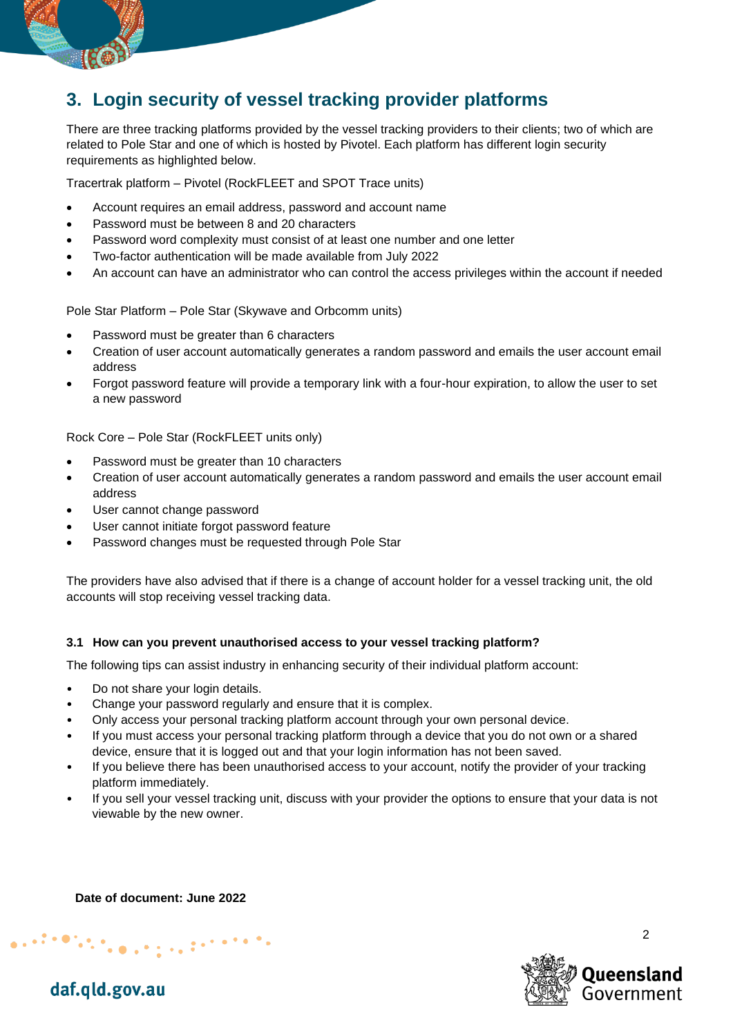# 3. Login security of vessel tracking provider platforms

There are three tracking platforms provided by the vessel tracking providers to their clients; two of which are related to Pole Star and one of which is hosted by Pivotel. Each platform has different login security requirements as highlighted below.

Tracertrak platform – Pivotel (RockFLEET and SPOT Trace units)

- Account requires an email address, password and account name
- Password must be between 8 and 20 characters
- Password word complexity must consist of at least one number and one letter
- Two-factor authentication will be made available from July 2022
- An account can have an administrator who can control the access privileges within the account if needed

Pole Star Platform – Pole Star (Skywave and Orbcomm units)

- Password must be greater than 6 characters
- Creation of user account automatically generates a random password and emails the user account email address
- Forgot password feature will provide a temporary link with a four-hour expiration, to allow the user to set a new password

Rock Core – Pole Star (RockFLEET units only)

- Password must be greater than 10 characters
- Creation of user account automatically generates a random password and emails the user account email address
- User cannot change password
- User cannot initiate forgot password feature
- Password changes must be requested through Pole Star

The providers have also advised that if there is a change of account holder for a vessel tracking unit, the old accounts will stop receiving vessel tracking data.

### 3.1 How can you prevent unauthorised access to your vessel tracking platform?

The following tips can assist industry in enhancing security of their individual platform account:

- Do not share your login details.
- Change your password regularly and ensure that it is complex.
- Only access your personal tracking platform account through your own personal device.
- If you must access your personal tracking platform through a device that you do not own or a shared device, ensure that it is logged out and that your login information has not been saved.
- If you believe there has been unauthorised access to your account, notify the provider of your tracking platform immediately.
- If you sell your vessel tracking unit, discuss with your provider the options to ensure that your data is not viewable by the new owner.

**Date of document: June 2022**